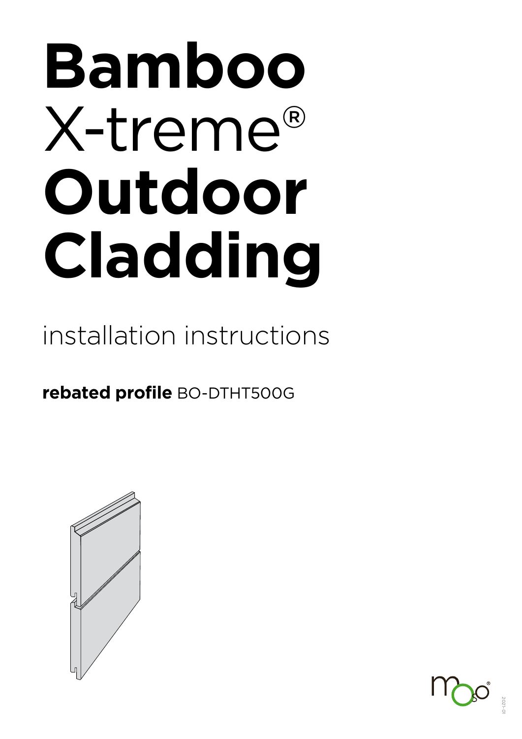# **Bamboo** X-treme® **Outdoor Cladding**

installation instructions

**rebated profile** BO-DTHT500G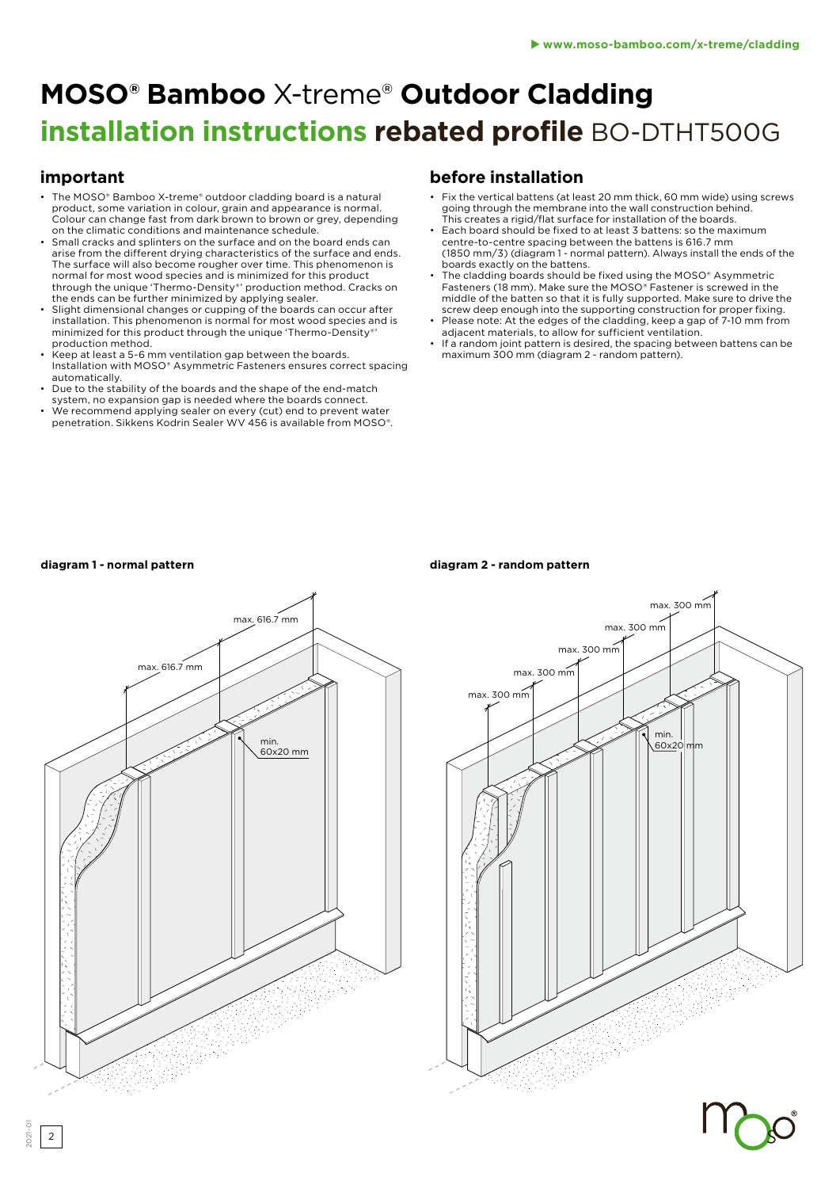# MOSO® Bamboo X-treme® Outdoor Cladding

## installation instructions rebated profile BO-DTHT500G

## important

- The MOSO® Bamboo X-treme® outdoor cladding board is a natural product, some variation in colour, grain and appearance is normal. Colour can change fast from dark brown to brown or grey, depending on the climatic conditions and maintenance schedule.
- Small cracks and splinters on the surface and on the board ends can arise from the different drying characteristics of the surface and ends. The surface will also become rougher over time. This phenomenon is normal for most wood species and is minimized for this product through the unique 'Thermo-Density®' production method. Cracks on the ends can be further minimized by applying sealer.
- Slight dimensional changes or cupping of the boards can occur after installation. This phenomenon is normal for most wood species and is minimized for this product through the unique 'Thermo-Density®' production method.
- Keep at least a 5-6 mm ventilation gap between the boards. Installation with MOSO® Asymmetric Fasteners ensures correct spacing automatically.
- Due to the stability of the boards and the shape of the end-match system, no expansion gap is needed where the boards connect.
- We recommend applying sealer on every (cut) end to prevent water penetration. Sikkens Kodrin Sealer WV 456 is available from MOSO®.

## before installation

- Fix the vertical battens (at least 20 mm thick, 60 mm wide) using screws going through the membrane into the wall construction behind. This creates a rigid/flat surface for installation of the boards.
- Each board should be fixed to at least 3 battens: so the maximum centre-to-centre spacing between the battens is 616.7 mm (1850 mm/3) (diagram 1 - normal pattern). Always install the ends of the boards exactly on the battens.
- The cladding boards should be fixed using the MOSO® Asymmetric Fasteners (18 mm). Make sure the MOSO® Fastener is screwed in the middle of the batten so that it is fully supported. Make sure to drive the screw deep enough into the supporting construction for proper fixing.
- Please note: At the edges of the cladding, keep a gap of 7-10 mm from adjacent materials, to allow for sufficient ventilation.
- If a random joint pattern is desired, the spacing between battens can be maximum 300 mm (diagram 2 - random pattern).

**diagram 1 - normal pattern**

max. 616.7 mm

max. 616.7 mm

min. 60x20 mm

**diagram 2 - random pattern**

max. 300 mm

max. 300 mm

max. 300 mm

max. 300 mm

max. 300 mm

min. 60x20 mm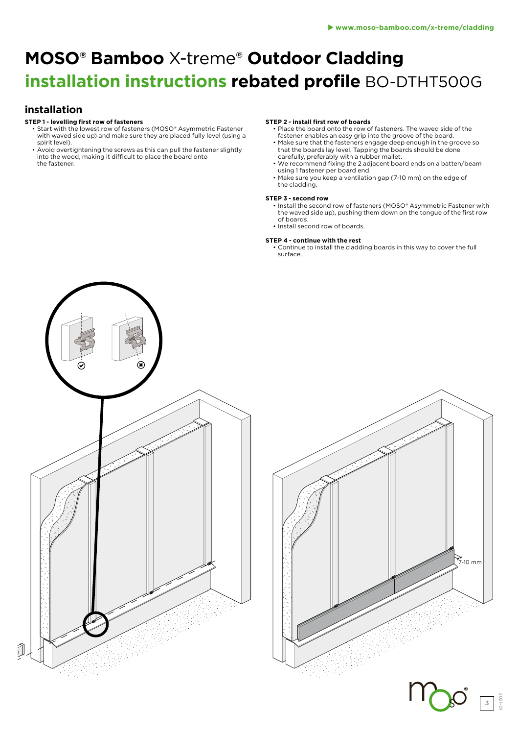# MOSO® Bamboo X-treme® Outdoor Cladding installation instructions rebated profile BO-DTHT500G

## installation

**STEP 1 - levelling first row of fasteners**

- Start with the lowest row of fasteners (MOSO® Asymmetric Fastener with waved side up) and make sure they are placed fully level (using a spirit level).
- Avoid overtightening the screws as this can pull the fastener slightly into the wood, making it difficult to place the board onto the fastener.

**STEP 2 - install first row of boards**

- Place the board onto the row of fasteners. The waved side of the fastener enables an easy grip into the groove of the board.
- Make sure that the fasteners engage deep enough in the groove so that the boards lay level. Tapping the boards should be done carefully, preferably with a rubber mallet.
- We recommend fixing the 2 adjacent board ends on a batten/beam using 1 fastener per board end.
- Make sure you keep a ventilation gap (7-10 mm) on the edge of the cladding.

**STEP 3 - second row**

- Install the second row of fasteners (MOSO® Asymmetric Fastener with the waved side up), pushing them down on the tongue of the first row of boards.
- Install second row of boards.

**STEP 4 - continue with the rest**

- Continue to install the cladding boards in this way to cover the full surface.

7-10 mm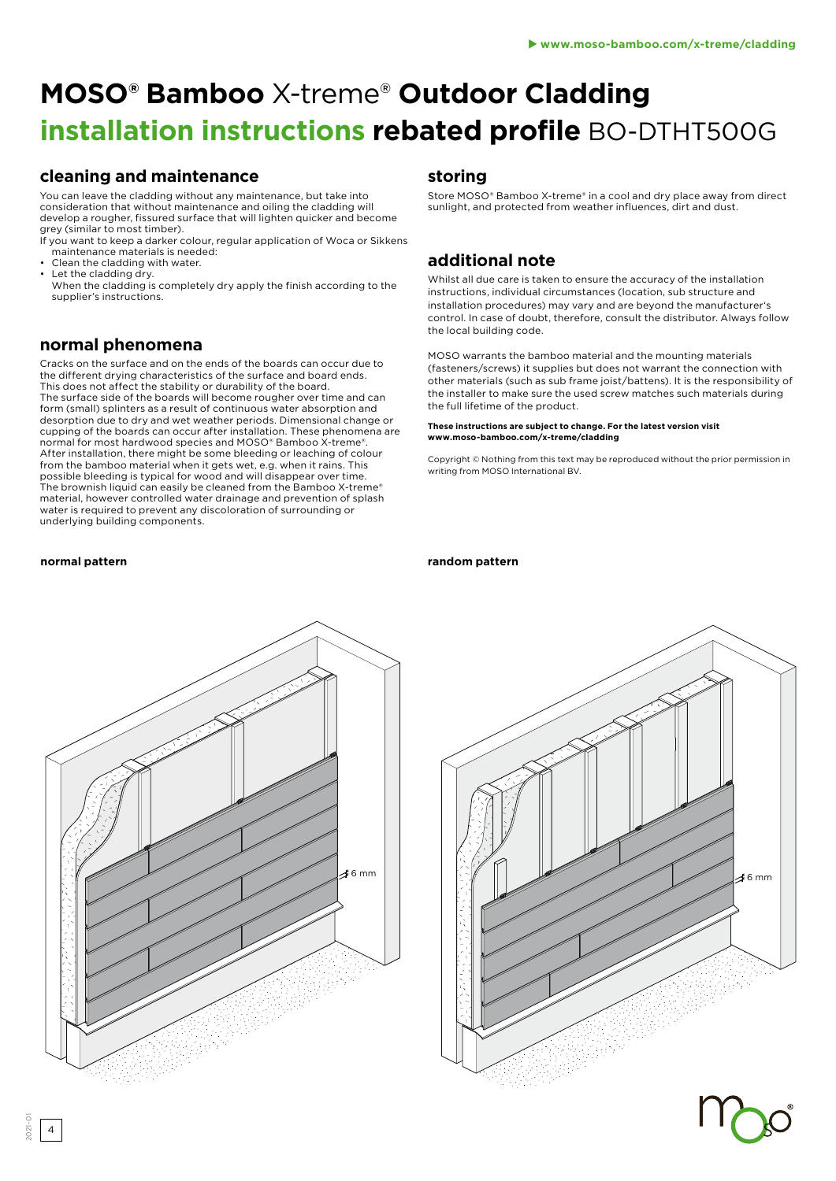# MOSO® Bamboo X-treme® Outdoor Cladding installation instructions rebated profile BO-DTHT500G

## cleaning and maintenance

You can leave the cladding without any maintenance, but take into consideration that without maintenance and oiling the cladding will develop a rougher, fissured surface that will lighten quicker and become grey (similar to most timber).

If you want to keep a darker colour, regular application of Woca or Sikkens maintenance materials is needed:

- Clean the cladding with water.
- Let the cladding dry.
  When the cladding is completely dry apply the finish according to the supplier's instructions.

## normal phenomena

Cracks on the surface and on the ends of the boards can occur due to the different drying characteristics of the surface and board ends. This does not affect the stability or durability of the board.
The surface side of the boards will become rougher over time and can form (small) splinters as a result of continuous water absorption and desorption due to dry and wet weather periods. Dimensional change or cupping of the boards can occur after installation. These phenomena are normal for most hardwood species and MOSO® Bamboo X-treme®.
After installation, there might be some bleeding or leaching of colour from the bamboo material when it gets wet, e.g. when it rains. This possible bleeding is typical for wood and will disappear over time. The brownish liquid can easily be cleaned from the Bamboo X-treme® material, however controlled water drainage and prevention of splash water is required to prevent any discoloration of surrounding or underlying building components.

## storing

Store MOSO® Bamboo X-treme® in a cool and dry place away from direct sunlight, and protected from weather influences, dirt and dust.

## additional note

Whilst all due care is taken to ensure the accuracy of the installation instructions, individual circumstances (location, sub structure and installation procedures) may vary and are beyond the manufacturer's control. In case of doubt, therefore, consult the distributor. Always follow the local building code.

MOSO warrants the bamboo material and the mounting materials (fasteners/screws) it supplies but does not warrant the connection with other materials (such as sub frame joist/battens). It is the responsibility of the installer to make sure the used screw matches such materials during the full lifetime of the product.

**These instructions are subject to change. For the latest version visit www.moso-bamboo.com/x-treme/cladding**

Copyright © Nothing from this text may be reproduced without the prior permission in writing from MOSO International BV.

**normal pattern**

6 mm

**random pattern**

6 mm